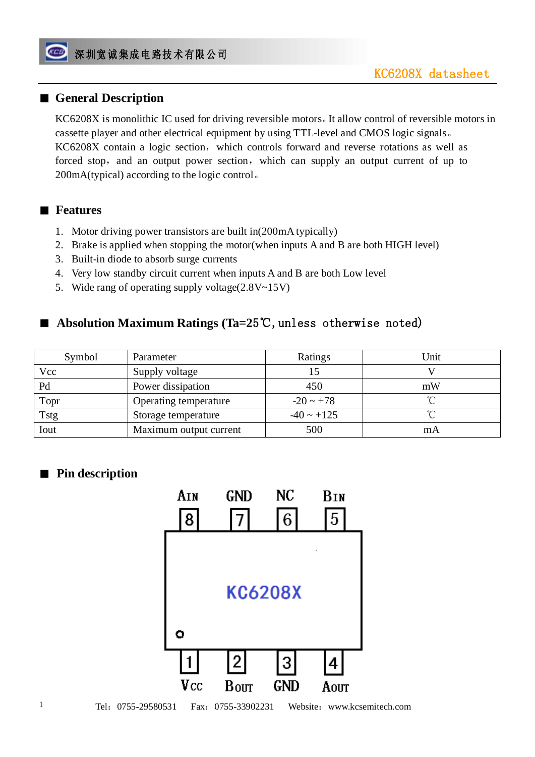深圳宽诚集成电路技术有限公司

KC6208X datasheet

## General Description

KC6208X is monolithic IC used for driving reversible motors。It allow control of reversible motors in cassette player and other electrical equipment by using TTL-level and CMOS logic signals。KC6208X contain a logic section，which controls forward and reverse rotations as well as forced stop，and an output power section，which can supply an output current of up to 200mA(typical) according to the logic control。

## Features

1. Motor driving power transistors are built in(200mA typically)
2. Brake is applied when stopping the motor(when inputs A and B are both HIGH level)
3. Built-in diode to absorb surge currents
4. Very low standby circuit current when inputs A and B are both Low level
5. Wide rang of operating supply voltage(2.8V~15V)

## Absolution Maximum Ratings (Ta=25℃, unless otherwise noted)

| Symbol | Parameter | Ratings | Unit |
|---|---|---|---|
| Vcc | Supply voltage | 15 | V |
| Pd | Power dissipation | 450 | mW |
| Topr | Operating temperature | -20 ~ +78 | ℃ |
| Tstg | Storage temperature | -40 ~ +125 | ℃ |
| Iout | Maximum output current | 500 | mA |

## Pin description

| Pin | Name |
|---|---|
| 1 | Vcc |
| 2 | BOUT |
| 3 | GND |
| 4 | AOUT |
| 5 | BIN |
| 6 | NC |
| 7 | GND |
| 8 | AIN |

KC6208X

Tel：0755-29580531 Fax：0755-33902231 Website：www.kcsemitech.com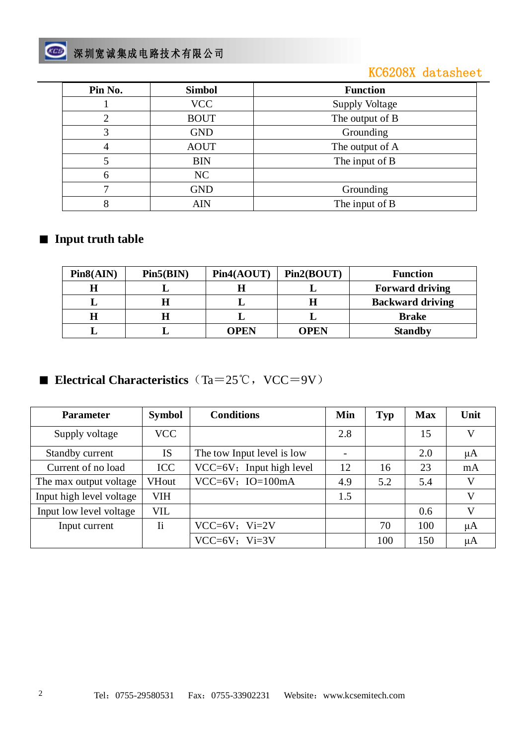| Pin No. | Simbol | Function |
|---|---|---|
| 1 | VCC | Supply Voltage |
| 2 | BOUT | The output of B |
| 3 | GND | Grounding |
| 4 | AOUT | The output of A |
| 5 | BIN | The input of B |
| 6 | NC | |
| 7 | GND | Grounding |
| 8 | AIN | The input of B |

## ■ Input truth table

| Pin8(AIN) | Pin5(BIN) | Pin4(AOUT) | Pin2(BOUT) | Function |
|---|---|---|---|---|
| **H** | **L** | **H** | **L** | **Forward driving** |
| **L** | **H** | **L** | **H** | **Backward driving** |
| **H** | **H** | **L** | **L** | **Brake** |
| **L** | **L** | **OPEN** | **OPEN** | **Standby** |

## ■ Electrical Characteristics（Ta＝25℃，VCC＝9V）

| Parameter | Symbol | Conditions | Min | Typ | Max | Unit |
|---|---|---|---|---|---|---|
| Supply voltage | VCC | | 2.8 | | 15 | V |
| Standby current | IS | The tow Input level is low | - | | 2.0 | μA |
| Current of no load | ICC | VCC=6V；Input high level | 12 | 16 | 23 | mA |
| The max output voltage | VHout | VCC=6V；IO=100mA | 4.9 | 5.2 | 5.4 | V |
| Input high level voltage | VIH | | 1.5 | | | V |
| Input low level voltage | VIL | | | | 0.6 | V |
| Input current | Ii | VCC=6V；Vi=2V | | 70 | 100 | μA |
| | | VCC=6V；Vi=3V | | 100 | 150 | μA |

Tel：0755-29580531  Fax：0755-33902231  Website：www.kcsemitech.com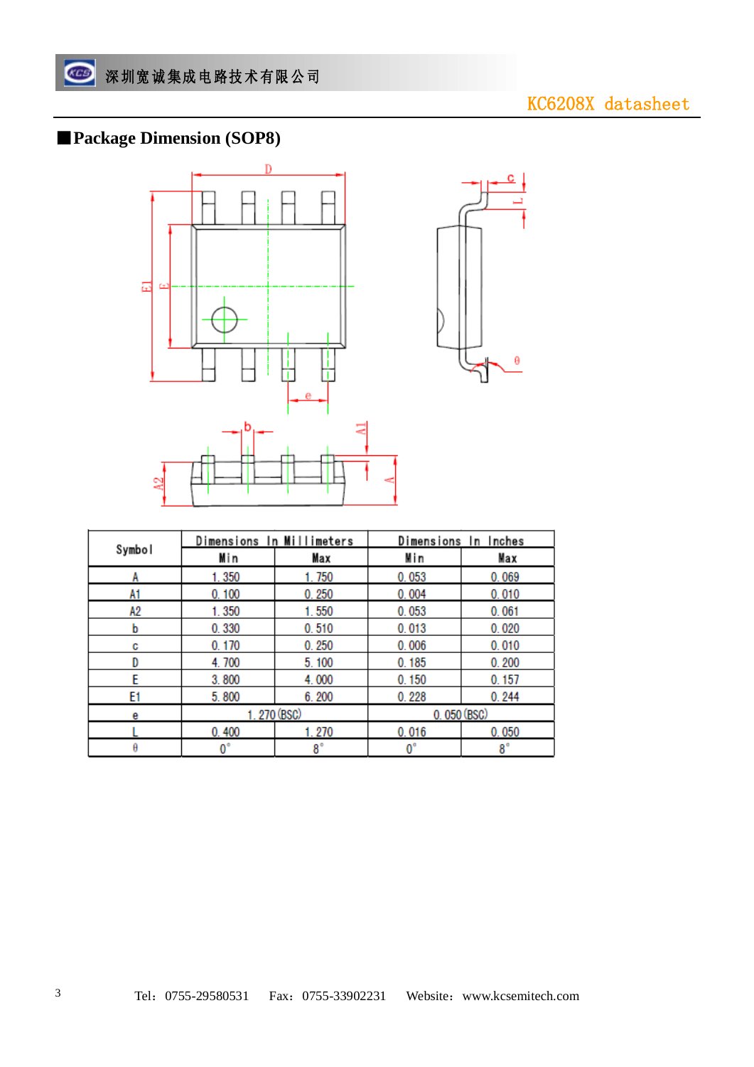## ■Package Dimension (SOP8)

D

E1

E

c

L

θ

e

b

A1

A2

A

| Symbol | Dimensions In Millimeters | | Dimensions In Inches | |
|---|---|---|---|---|
| | Min | Max | Min | Max |
| A | 1.350 | 1.750 | 0.053 | 0.069 |
| A1 | 0.100 | 0.250 | 0.004 | 0.010 |
| A2 | 1.350 | 1.550 | 0.053 | 0.061 |
| b | 0.330 | 0.510 | 0.013 | 0.020 |
| c | 0.170 | 0.250 | 0.006 | 0.010 |
| D | 4.700 | 5.100 | 0.185 | 0.200 |
| E | 3.800 | 4.000 | 0.150 | 0.157 |
| E1 | 5.800 | 6.200 | 0.228 | 0.244 |
| e | 1.270 (BSC) | | 0.050 (BSC) | |
| L | 0.400 | 1.270 | 0.016 | 0.050 |
| θ | 0° | 8° | 0° | 8° |

Tel：0755-29580531 Fax：0755-33902231 Website：www.kcsemitech.com